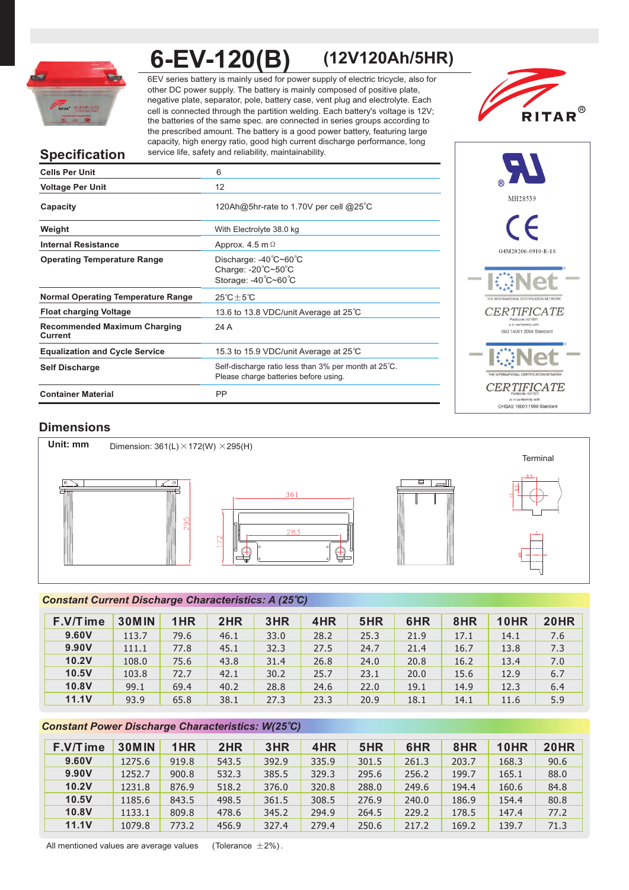# 6-EV-120(B) (12V120Ah/5HR)

6EV series battery is mainly used for power supply of electric tricycle, also for other DC power supply. The battery is mainly composed of positive plate, negative plate, separator, pole, battery case, vent plug and electrolyte. Each cell is connected through the partition welding. Each battery's voltage is 12V; the batteries of the same spec. are connected in series groups according to the prescribed amount. The battery is a good power battery, featuring large capacity, high energy ratio, good high current discharge performance, long service life, safety and reliability, maintainability.

RITAR®

MH28539

G4M20206-0910-E-16

IQNet CERTIFICATE — ISO 14001:2004 Standard

IQNet CERTIFICATE — OHSAS 18001:1999 Standard

## Specification

| | |
|---|---|
| **Cells Per Unit** | 6 |
| **Voltage Per Unit** | 12 |
| **Capacity** | 120Ah@5hr-rate to 1.70V per cell @25℃ |
| **Weight** | With Electrolyte 38.0 kg |
| **Internal Resistance** | Approx. 4.5 mΩ |
| **Operating Temperature Range** | Discharge: -40℃~60℃<br>Charge: -20℃~50℃<br>Storage: -40℃~60℃ |
| **Normal Operating Temperature Range** | 25℃±5℃ |
| **Float charging Voltage** | 13.6 to 13.8 VDC/unit Average at 25℃ |
| **Recommended Maximum Charging Current** | 24 A |
| **Equalization and Cycle Service** | 15.3 to 15.9 VDC/unit Average at 25℃ |
| **Self Discharge** | Self-discharge ratio less than 3% per month at 25℃.<br>Please charge batteries before using. |
| **Container Material** | PP |

## Dimensions

**Unit: mm** Dimension: 361(L)×172(W) ×295(H)

Terminal

## Constant Current Discharge Characteristics: A (25℃)

| F.V/Time | 30MIN | 1HR | 2HR | 3HR | 4HR | 5HR | 6HR | 8HR | 10HR | 20HR |
|---|---|---|---|---|---|---|---|---|---|---|
| **9.60V** | 113.7 | 79.6 | 46.1 | 33.0 | 28.2 | 25.3 | 21.9 | 17.1 | 14.1 | 7.6 |
| **9.90V** | 111.1 | 77.8 | 45.1 | 32.3 | 27.5 | 24.7 | 21.4 | 16.7 | 13.8 | 7.3 |
| **10.2V** | 108.0 | 75.6 | 43.8 | 31.4 | 26.8 | 24.0 | 20.8 | 16.2 | 13.4 | 7.0 |
| **10.5V** | 103.8 | 72.7 | 42.1 | 30.2 | 25.7 | 23.1 | 20.0 | 15.6 | 12.9 | 6.7 |
| **10.8V** | 99.1 | 69.4 | 40.2 | 28.8 | 24.6 | 22.0 | 19.1 | 14.9 | 12.3 | 6.4 |
| **11.1V** | 93.9 | 65.8 | 38.1 | 27.3 | 23.3 | 20.9 | 18.1 | 14.1 | 11.6 | 5.9 |

## Constant Power Discharge Characteristics: W(25℃)

| F.V/Time | 30MIN | 1HR | 2HR | 3HR | 4HR | 5HR | 6HR | 8HR | 10HR | 20HR |
|---|---|---|---|---|---|---|---|---|---|---|
| **9.60V** | 1275.6 | 919.8 | 543.5 | 392.9 | 335.9 | 301.5 | 261.3 | 203.7 | 168.3 | 90.6 |
| **9.90V** | 1252.7 | 900.8 | 532.3 | 385.5 | 329.3 | 295.6 | 256.2 | 199.7 | 165.1 | 88.0 |
| **10.2V** | 1231.8 | 876.9 | 518.2 | 376.0 | 320.8 | 288.0 | 249.6 | 194.4 | 160.6 | 84.8 |
| **10.5V** | 1185.6 | 843.5 | 498.5 | 361.5 | 308.5 | 276.9 | 240.0 | 186.9 | 154.4 | 80.8 |
| **10.8V** | 1133.1 | 809.8 | 478.6 | 345.2 | 294.9 | 264.5 | 229.2 | 178.5 | 147.4 | 77.2 |
| **11.1V** | 1079.8 | 773.2 | 456.9 | 327.4 | 279.4 | 250.6 | 217.2 | 169.2 | 139.7 | 71.3 |

All mentioned values are average values (Tolerance ±2%).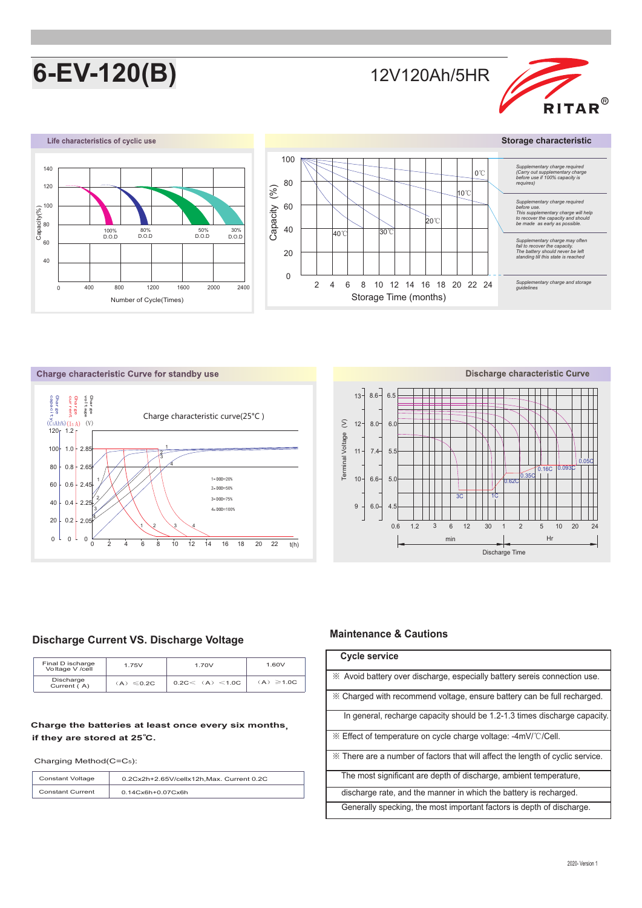# 6-EV-120(B)

12V120Ah/5HR

RITAR®

## Life characteristics of cyclic use

Capacity(%)

140
120
100
80
60
40

100% D.O.D
80% D.O.D
50% D.O.D
30% D.O.D

0 400 800 1200 1600 2000 2400

Number of Cycle(Times)

## Storage characteristic

Capacity (%)

100
80
60
40
20
0

0℃
10℃
20℃
30℃
40℃

2 4 6 8 10 12 14 16 18 20 22 24

Storage Time (months)

*Supplementary charge required (Carry out supplementary charge before use if 100% capacity is requires)*

*Supplementary charge required before use. This supplementary charge will help to recover the capacity and should be made as early as possible.*

*Supplementary charge may often fail to recover the capacity. The battery should never be left standing till this state is reached*

*Supplementary charge and storage guidelines*

## Charge characteristic Curve for standby use

Charge characteristic curve(25°C )

Charged capacity (C₅Ah%) | Charge current (I₅ A) | Charge voltage (V)

120 1.2
100 1.0 2.85
80 0.8 2.65
60 0.6 2.45
40 0.4 2.25
20 0.2 2.05
0 0 0

1- DOD=20%
2- DOD=50%
3- DOD=75%
4- DOD=100%

0 2 4 6 8 10 12 14 16 18 20 22 t(h)

## Discharge characteristic Curve

Terminal Voltage (V)

13 8.6 6.5
12 8.0 6.0
11 7.4 5.5
10 6.6 5.0
9 6.0 4.5

3C 1C 0.62C 0.35C 0.16C 0.093C 0.05C

0.6 1.2 3 6 12 30 1 2 5 10 20 24

min Hr

Discharge Time

## Discharge Current VS. Discharge Voltage

| Final Discharge Voltage V /cell | 1.75V | 1.70V | 1.60V |
|---|---|---|---|
| Discharge Current ( A) | (A) ≤0.2C | 0.2C< (A) <1.0C | (A) ≥1.0C |

**Charge the batteries at least once every six months, if they are stored at 25℃.**

Charging Method(C=C₅):

| | |
|---|---|
| Constant Voltage | 0.2Cx2h+2.65V/cellx12h,Max. Current 0.2C |
| Constant Current | 0.14Cx6h+0.07Cx6h |

## Maintenance & Cautions

| Cycle service |
|---|
| ※ Avoid battery over discharge, especially battery sereis connection use. |
| ※ Charged with recommend voltage, ensure battery can be full recharged. |
| In general, recharge capacity should be 1.2-1.3 times discharge capacity. |
| ※ Effect of temperature on cycle charge voltage: -4mV/℃/Cell. |
| ※ There are a number of factors that will affect the length of cyclic service. |
| The most significant are depth of discharge, ambient temperature, |
| discharge rate, and the manner in which the battery is recharged. |
| Generally specking, the most important factors is depth of discharge. |

2020- Version 1